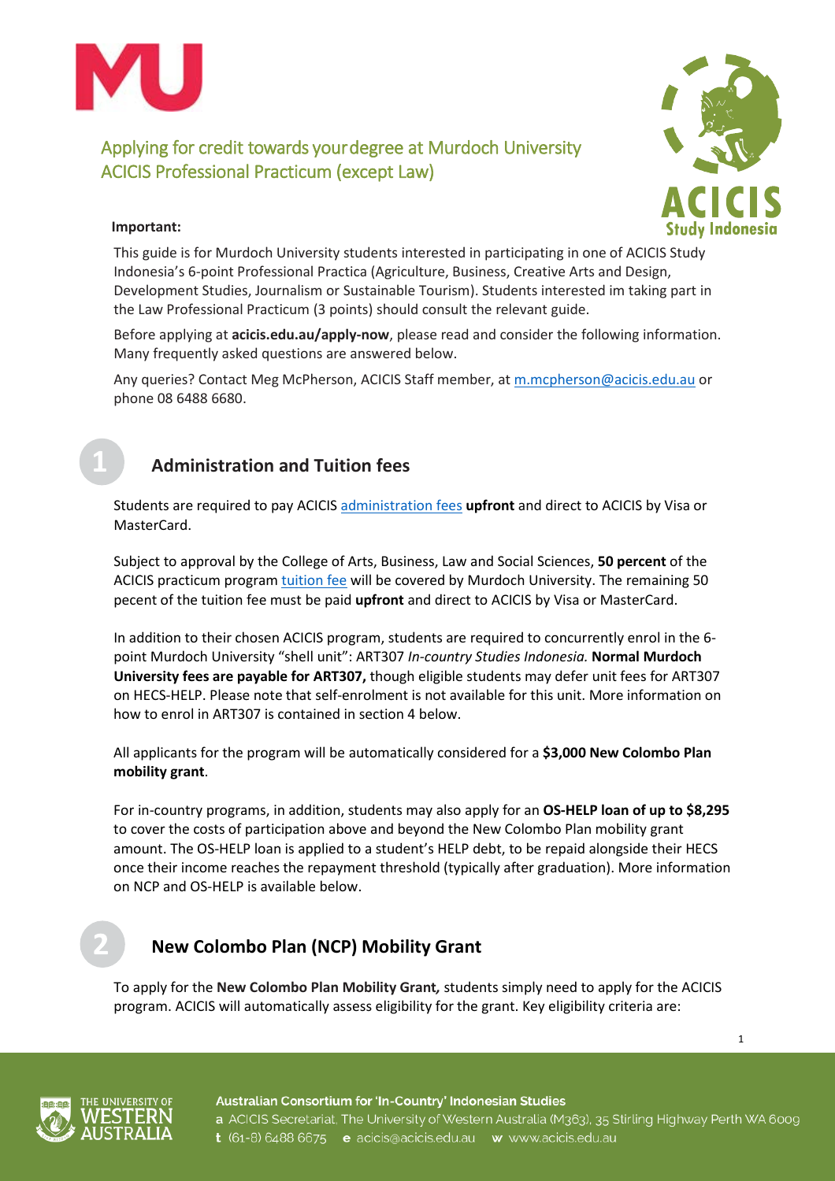# Applying for credit towards your degree at Murdoch University
## ACICIS Professional Practicum (except Law)

**Important:**

This guide is for Murdoch University students interested in participating in one of ACICIS Study Indonesia's 6-point Professional Practica (Agriculture, Business, Creative Arts and Design, Development Studies, Journalism or Sustainable Tourism). Students interested im taking part in the Law Professional Practicum (3 points) should consult the relevant guide.

Before applying at **acicis.edu.au/apply-now**, please read and consider the following information. Many frequently asked questions are answered below.

Any queries? Contact Meg McPherson, ACICIS Staff member, at m.mcpherson@acicis.edu.au or phone 08 6488 6680.

## 1 Administration and Tuition fees

Students are required to pay ACICIS administration fees **upfront** and direct to ACICIS by Visa or MasterCard.

Subject to approval by the College of Arts, Business, Law and Social Sciences, **50 percent** of the ACICIS practicum program tuition fee will be covered by Murdoch University. The remaining 50 pecent of the tuition fee must be paid **upfront** and direct to ACICIS by Visa or MasterCard.

In addition to their chosen ACICIS program, students are required to concurrently enrol in the 6-point Murdoch University "shell unit": ART307 *In-country Studies Indonesia.* **Normal Murdoch University fees are payable for ART307,** though eligible students may defer unit fees for ART307 on HECS-HELP. Please note that self-enrolment is not available for this unit. More information on how to enrol in ART307 is contained in section 4 below.

All applicants for the program will be automatically considered for a **$3,000 New Colombo Plan mobility grant**.

For in-country programs, in addition, students may also apply for an **OS-HELP loan of up to $8,295** to cover the costs of participation above and beyond the New Colombo Plan mobility grant amount. The OS-HELP loan is applied to a student's HELP debt, to be repaid alongside their HECS once their income reaches the repayment threshold (typically after graduation). More information on NCP and OS-HELP is available below.

## 2 New Colombo Plan (NCP) Mobility Grant

To apply for the **New Colombo Plan Mobility Grant,** students simply need to apply for the ACICIS program. ACICIS will automatically assess eligibility for the grant. Key eligibility criteria are: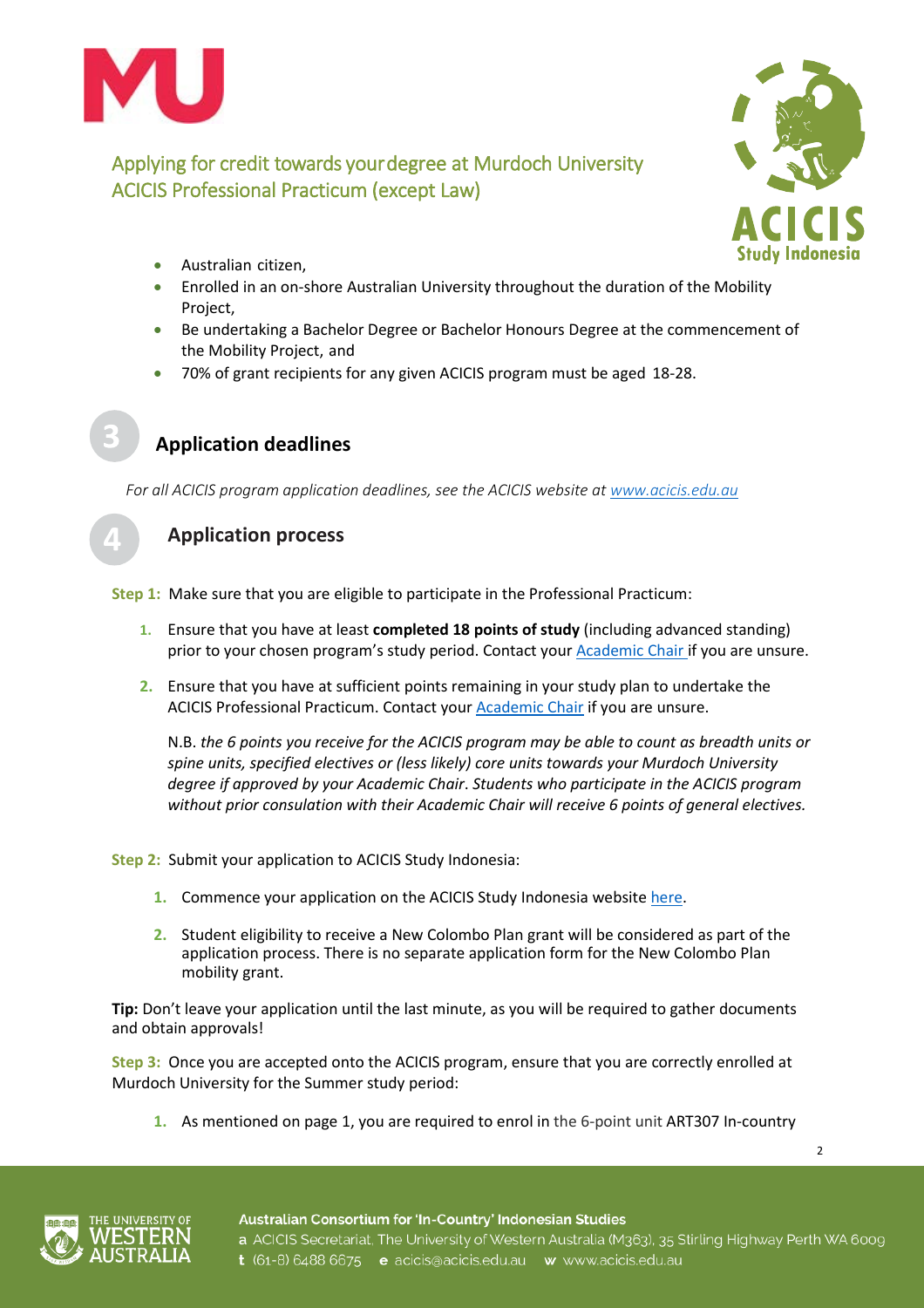- Australian citizen,
- Enrolled in an on-shore Australian University throughout the duration of the Mobility Project,
- Be undertaking a Bachelor Degree or Bachelor Honours Degree at the commencement of the Mobility Project, and
- 70% of grant recipients for any given ACICIS program must be aged 18-28.

## 3 Application deadlines

*For all ACICIS program application deadlines, see the ACICIS website at [www.acicis.edu.au](www.acicis.edu.au)*

## 4 Application process

**Step 1:** Make sure that you are eligible to participate in the Professional Practicum:

1. Ensure that you have at least **completed 18 points of study** (including advanced standing) prior to your chosen program's study period. Contact your Academic Chair if you are unsure.

2. Ensure that you have at sufficient points remaining in your study plan to undertake the ACICIS Professional Practicum. Contact your Academic Chair if you are unsure.

   N.B. *the 6 points you receive for the ACICIS program may be able to count as breadth units or spine units, specified electives or (less likely) core units towards your Murdoch University degree if approved by your Academic Chair. Students who participate in the ACICIS program without prior consulation with their Academic Chair will receive 6 points of general electives.*

**Step 2:** Submit your application to ACICIS Study Indonesia:

1. Commence your application on the ACICIS Study Indonesia website here.

2. Student eligibility to receive a New Colombo Plan grant will be considered as part of the application process. There is no separate application form for the New Colombo Plan mobility grant.

**Tip:** Don't leave your application until the last minute, as you will be required to gather documents and obtain approvals!

**Step 3:** Once you are accepted onto the ACICIS program, ensure that you are correctly enrolled at Murdoch University for the Summer study period:

1. As mentioned on page 1, you are required to enrol in the 6-point unit ART307 In-country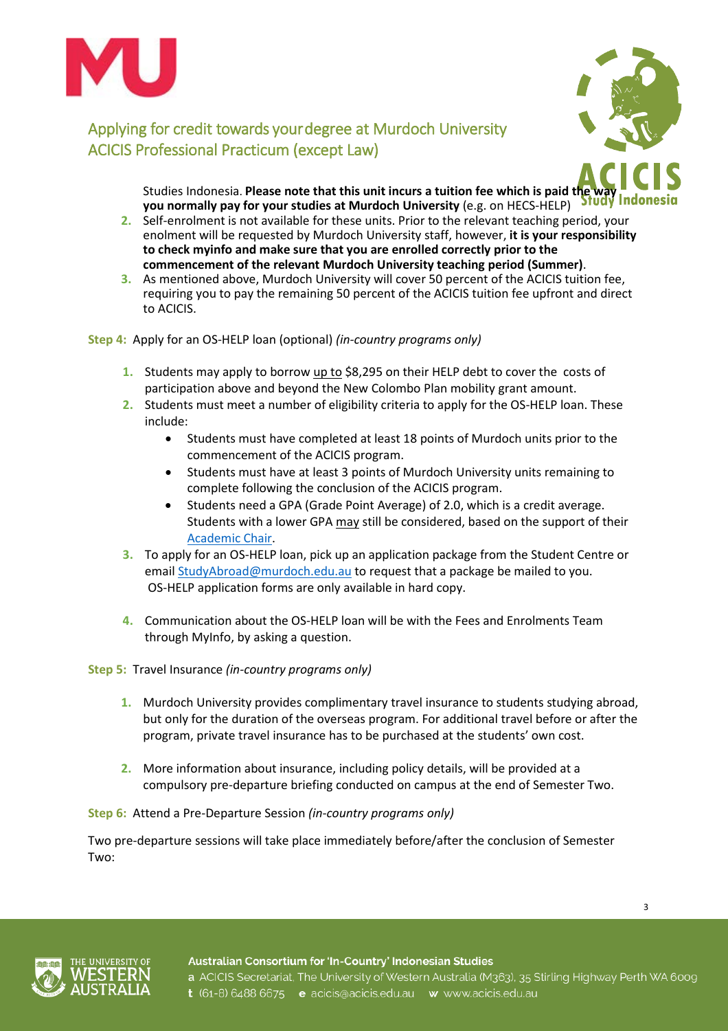Studies Indonesia. **Please note that this unit incurs a tuition fee which is paid the way you normally pay for your studies at Murdoch University** (e.g. on HECS-HELP)

2. Self-enrolment is not available for these units. Prior to the relevant teaching period, your enrolment will be requested by Murdoch University staff, however, **it is your responsibility to check myinfo and make sure that you are enrolled correctly prior to the commencement of the relevant Murdoch University teaching period (Summer)**.
3. As mentioned above, Murdoch University will cover 50 percent of the ACICIS tuition fee, requiring you to pay the remaining 50 percent of the ACICIS tuition fee upfront and direct to ACICIS.

**Step 4:** Apply for an OS-HELP loan (optional) *(in-country programs only)*

1. Students may apply to borrow up to $8,295 on their HELP debt to cover the costs of participation above and beyond the New Colombo Plan mobility grant amount.
2. Students must meet a number of eligibility criteria to apply for the OS-HELP loan. These include:
   - Students must have completed at least 18 points of Murdoch units prior to the commencement of the ACICIS program.
   - Students must have at least 3 points of Murdoch University units remaining to complete following the conclusion of the ACICIS program.
   - Students need a GPA (Grade Point Average) of 2.0, which is a credit average. Students with a lower GPA may still be considered, based on the support of their Academic Chair.
3. To apply for an OS-HELP loan, pick up an application package from the Student Centre or email StudyAbroad@murdoch.edu.au to request that a package be mailed to you. OS-HELP application forms are only available in hard copy.
4. Communication about the OS-HELP loan will be with the Fees and Enrolments Team through MyInfo, by asking a question.

**Step 5:** Travel Insurance *(in-country programs only)*

1. Murdoch University provides complimentary travel insurance to students studying abroad, but only for the duration of the overseas program. For additional travel before or after the program, private travel insurance has to be purchased at the students' own cost.
2. More information about insurance, including policy details, will be provided at a compulsory pre-departure briefing conducted on campus at the end of Semester Two.

**Step 6:** Attend a Pre-Departure Session *(in-country programs only)*

Two pre-departure sessions will take place immediately before/after the conclusion of Semester Two: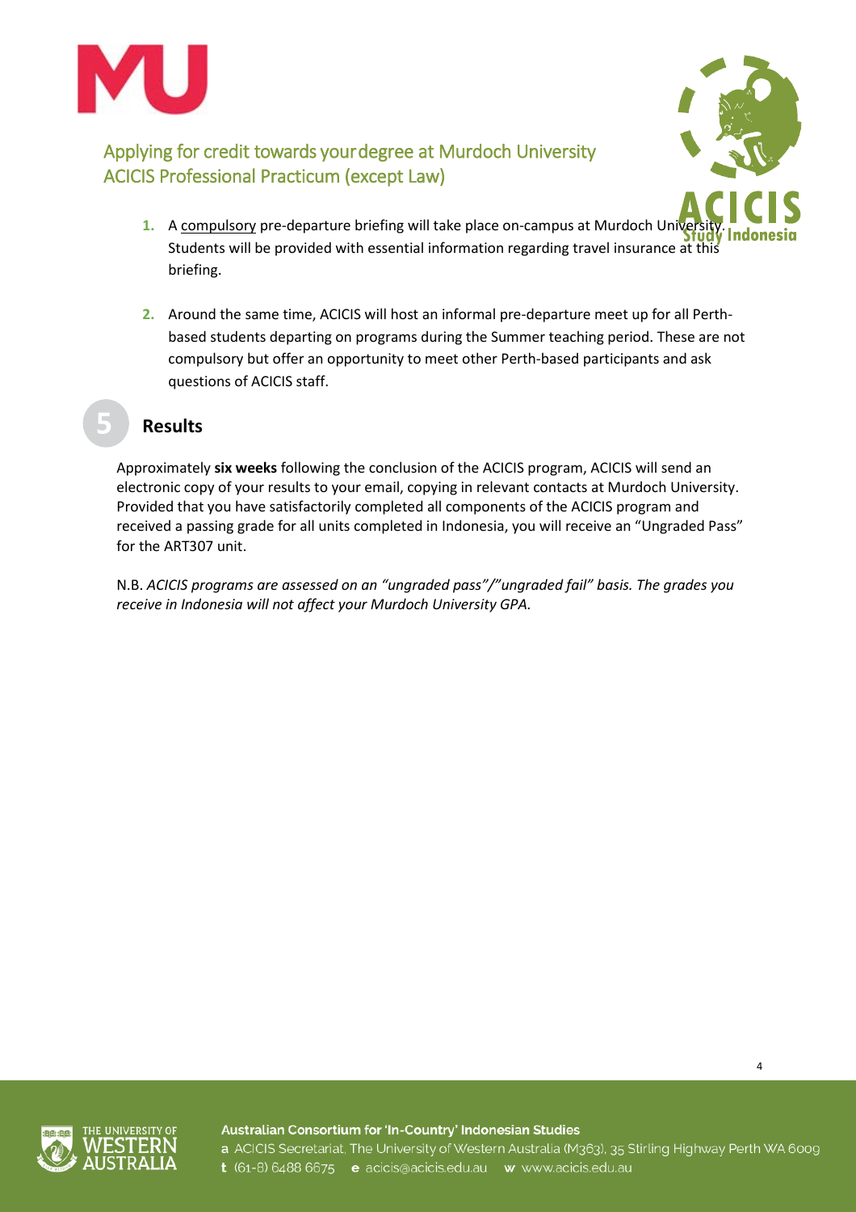1. A <u>compulsory</u> pre-departure briefing will take place on-campus at Murdoch University. Students will be provided with essential information regarding travel insurance at this briefing.

2. Around the same time, ACICIS will host an informal pre-departure meet up for all Perth-based students departing on programs during the Summer teaching period. These are not compulsory but offer an opportunity to meet other Perth-based participants and ask questions of ACICIS staff.

## 5 Results

Approximately **six weeks** following the conclusion of the ACICIS program, ACICIS will send an electronic copy of your results to your email, copying in relevant contacts at Murdoch University. Provided that you have satisfactorily completed all components of the ACICIS program and received a passing grade for all units completed in Indonesia, you will receive an "Ungraded Pass" for the ART307 unit.

N.B. *ACICIS programs are assessed on an "ungraded pass"/"ungraded fail" basis. The grades you receive in Indonesia will not affect your Murdoch University GPA.*